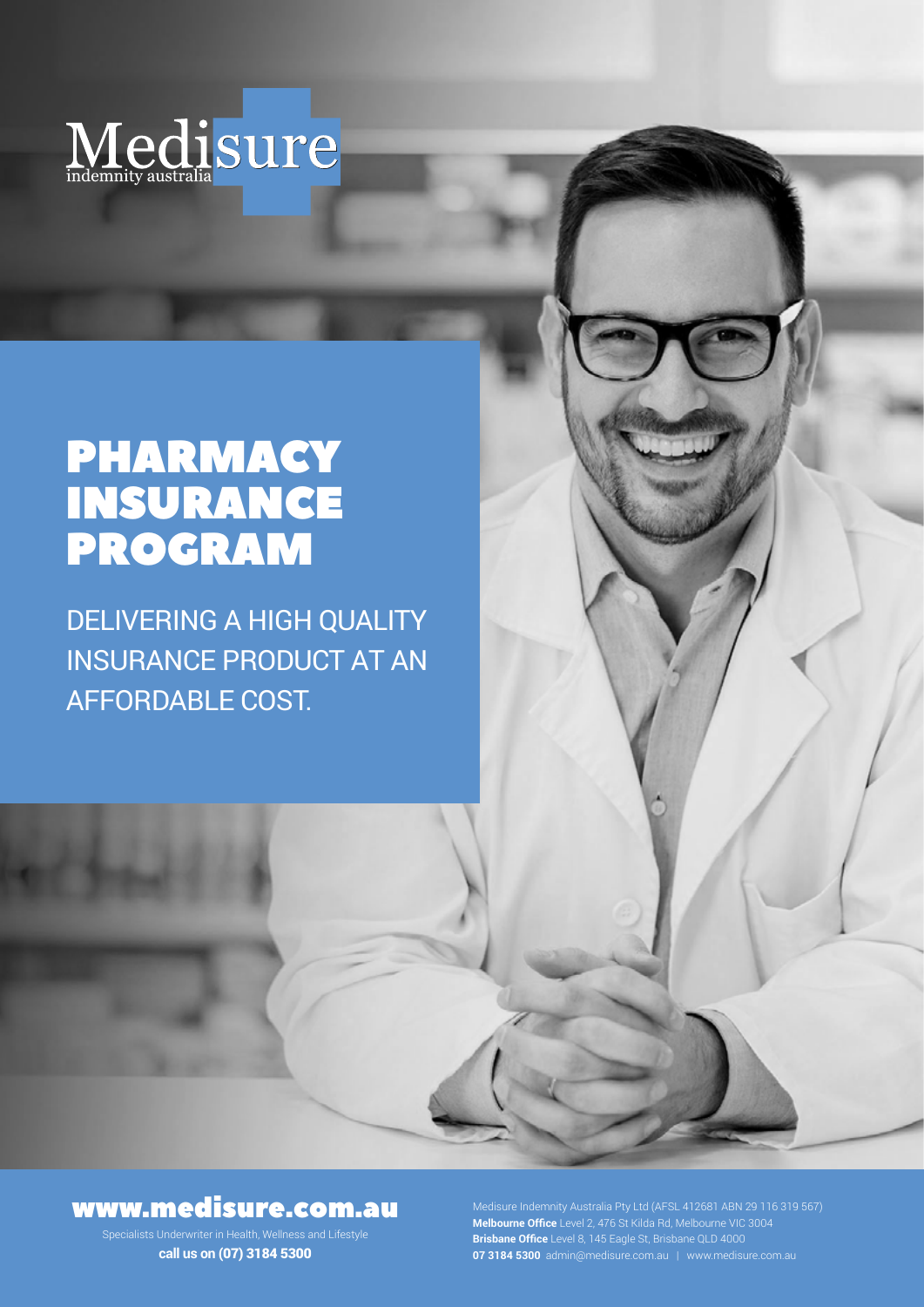Medisure
indemnity australia

# PHARMACY INSURANCE PROGRAM

DELIVERING A HIGH QUALITY INSURANCE PRODUCT AT AN AFFORDABLE COST.

## www.medisure.com.au

Specialists Underwriter in Health, Wellness and Lifestyle

**call us on (07) 3184 5300**

Medisure Indemnity Australia Pty Ltd (AFSL 412681 ABN 29 116 319 567)
**Melbourne Office** Level 2, 476 St Kilda Rd, Melbourne VIC 3004
**Brisbane Office** Level 8, 145 Eagle St, Brisbane QLD 4000
**07 3184 5300** admin@medisure.com.au | www.medisure.com.au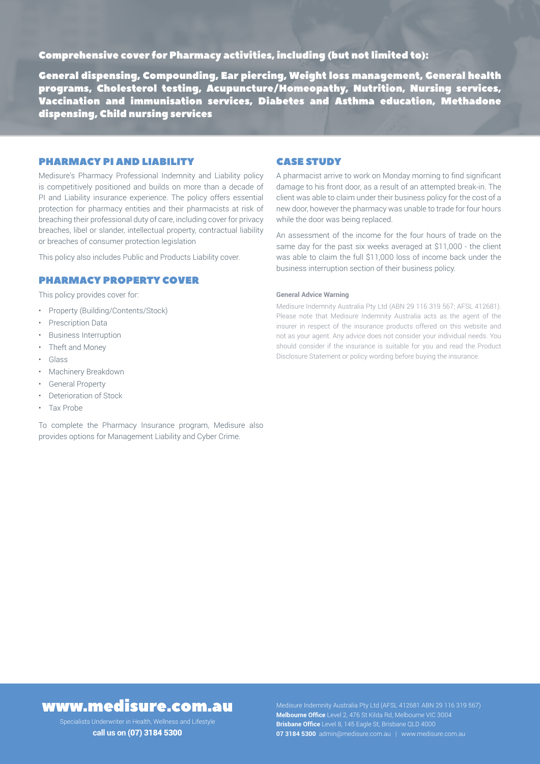## Comprehensive cover for Pharmacy activities, including (but not limited to):

**General dispensing, Compounding, Ear piercing, Weight loss management, General health programs, Cholesterol testing, Acupuncture/Homeopathy, Nutrition, Nursing services, Vaccination and immunisation services, Diabetes and Asthma education, Methadone dispensing, Child nursing services**

## PHARMACY PI AND LIABILITY

Medisure's Pharmacy Professional Indemnity and Liability policy is competitively positioned and builds on more than a decade of PI and Liability insurance experience. The policy offers essential protection for pharmacy entities and their pharmacists at risk of breaching their professional duty of care, including cover for privacy breaches, libel or slander, intellectual property, contractual liability or breaches of consumer protection legislation

This policy also includes Public and Products Liability cover.

## PHARMACY PROPERTY COVER

This policy provides cover for:

- Property (Building/Contents/Stock)
- Prescription Data
- Business Interruption
- Theft and Money
- Glass
- Machinery Breakdown
- General Property
- Deterioration of Stock
- Tax Probe

To complete the Pharmacy Insurance program, Medisure also provides options for Management Liability and Cyber Crime.

## CASE STUDY

A pharmacist arrive to work on Monday morning to find significant damage to his front door, as a result of an attempted break-in. The client was able to claim under their business policy for the cost of a new door, however the pharmacy was unable to trade for four hours while the door was being replaced.

An assessment of the income for the four hours of trade on the same day for the past six weeks averaged at $11,000 - the client was able to claim the full $11,000 loss of income back under the business interruption section of their business policy.

**General Advice Warning**

Medisure Indemnity Australia Pty Ltd (ABN 29 116 319 567; AFSL 412681). Please note that Medisure Indemnity Australia acts as the agent of the insurer in respect of the insurance products offered on this website and not as your agent. Any advice does not consider your individual needs. You should consider if the insurance is suitable for you and read the Product Disclosure Statement or policy wording before buying the insurance.

## www.medisure.com.au

Specialists Underwriter in Health, Wellness and Lifestyle

**call us on (07) 3184 5300**

Medisure Indemnity Australia Pty Ltd (AFSL 412681 ABN 29 116 319 567)
**Melbourne Office** Level 2, 476 St Kilda Rd, Melbourne VIC 3004
**Brisbane Office** Level 8, 145 Eagle St, Brisbane QLD 4000
**07 3184 5300** admin@medisure.com.au | www.medisure.com.au